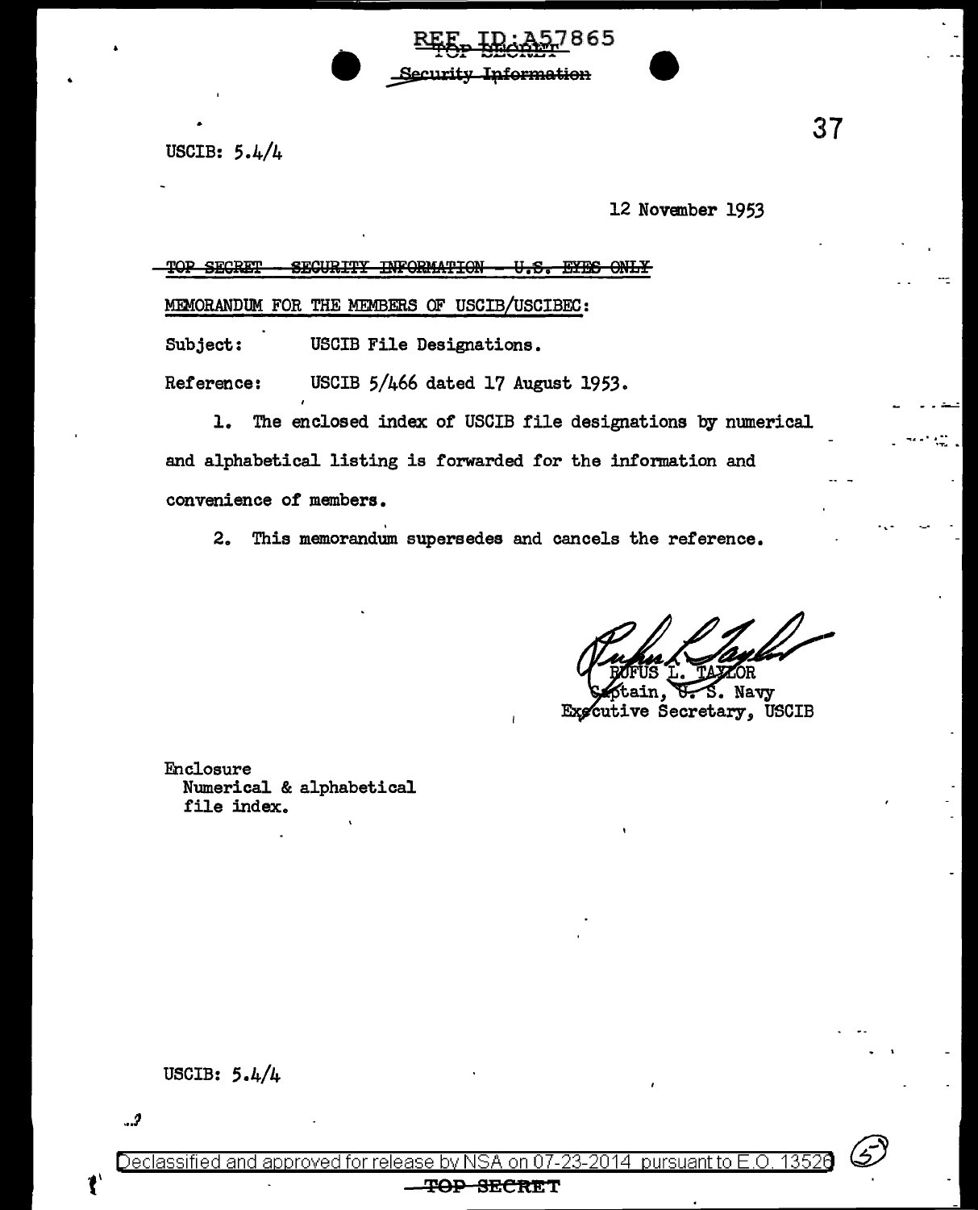REF ID:A57865
~~TOP SECRET~~
~~Security Information~~

USCIB: 5.4/4

12 November 1953

~~TOP SECRET - SECURITY INFORMATION - U.S. EYES ONLY~~

MEMORANDUM FOR THE MEMBERS OF USCIB/USCIBEC:

Subject: USCIB File Designations.

Reference: USCIB 5/466 dated 17 August 1953.

1. The enclosed index of USCIB file designations by numerical and alphabetical listing is forwarded for the information and convenience of members.

2. This memorandum supersedes and cancels the reference.

RUFUS L. TAYLOR
Captain, U. S. Navy
Executive Secretary, USCIB

Enclosure
Numerical & alphabetical
file index.

USCIB: 5.4/4

Declassified and approved for release by NSA on 07-23-2014 pursuant to E.O. 13526

~~TOP SECRET~~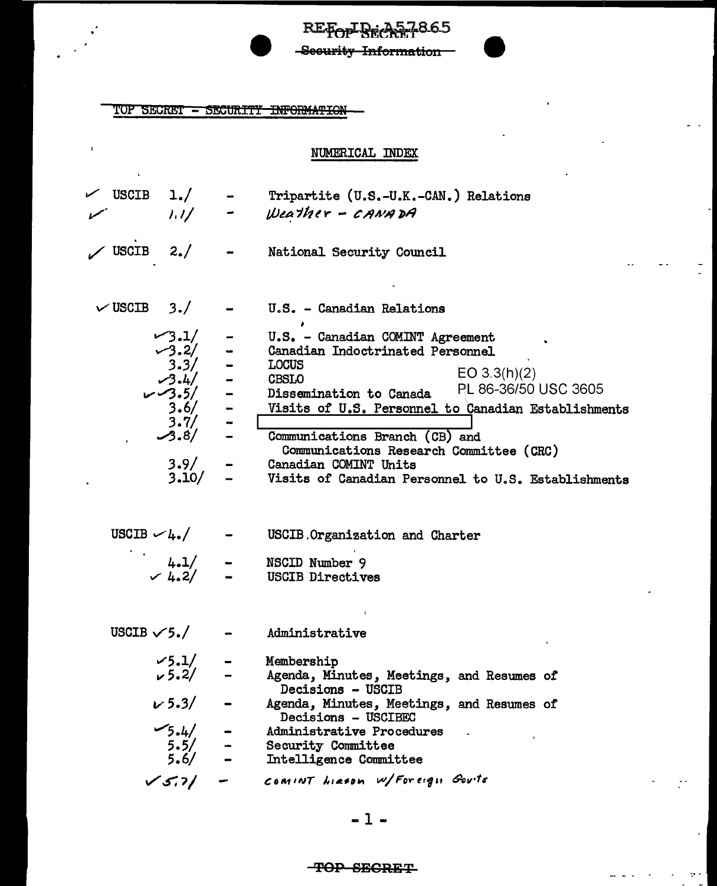TOP SECRET - SECURITY INFORMATION

## NUMERICAL INDEX

| | | |
|---|---|---|
| ✓ USCIB 1./ | - | Tripartite (U.S.-U.K.-CAN.) Relations |
| ✓ 1.1/ | - | *Weather - CANADA* |
| ✓ USCIB 2./ | - | National Security Council |
| ✓ USCIB 3./ | - | U.S. - Canadian Relations |
| ✓ 3.1/ | - | U.S. - Canadian COMINT Agreement |
| ✓ 3.2/ | - | Canadian Indoctrinated Personnel |
| 3.3/ | - | LOCUS |
| ✓ 3.4/ | - | CBSLO |
| ✓✓ 3.5/ | - | Dissemination to Canada |
| 3.6/ | - | Visits of U.S. Personnel to Canadian Establishments |
| 3.7/ | - | [redacted] |
| ✓ 3.8/ | - | Communications Branch (CB) and Communications Research Committee (CRC) |
| 3.9/ | - | Canadian COMINT Units |
| 3.10/ | - | Visits of Canadian Personnel to U.S. Establishments |
| USCIB ✓ 4./ | - | USCIB Organization and Charter |
| 4.1/ | - | NSCID Number 9 |
| ✓ 4.2/ | - | USCIB Directives |
| USCIB ✓ 5./ | - | Administrative |
| ✓ 5.1/ | - | Membership |
| ✓ 5.2/ | - | Agenda, Minutes, Meetings, and Resumes of Decisions - USCIB |
| ✓ 5.3/ | - | Agenda, Minutes, Meetings, and Resumes of Decisions - USCIBEC |
| ✓ 5.4/ | - | Administrative Procedures |
| 5.5/ | - | Security Committee |
| 5.6/ | - | Intelligence Committee |
| ✓ 5.7/ | - | *COMINT Liason w/Foreign Gov'ts* |

EO 3.3(h)(2)
PL 86-36/50 USC 3605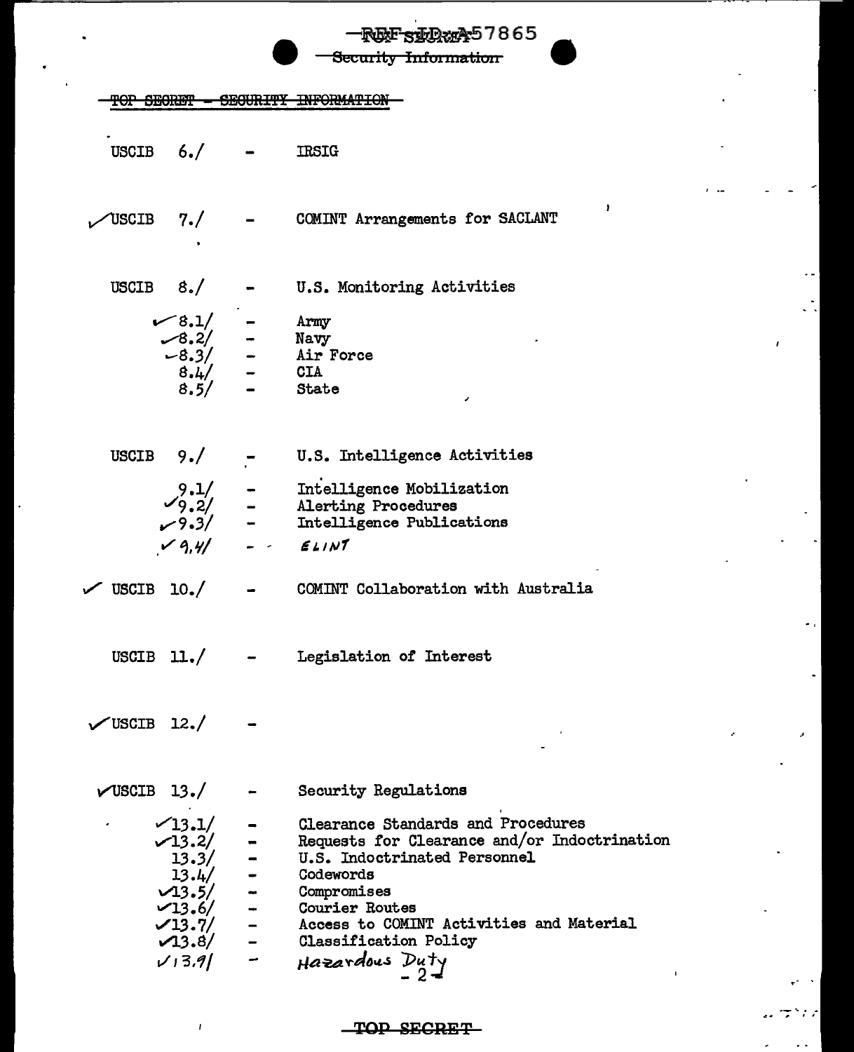~~TOP SECRET - SECURITY INFORMATION~~

USCIB 6./ - IRSIG

✓USCIB 7./ - COMINT Arrangements for SACLANT

USCIB 8./ - U.S. Monitoring Activities

- ✓8.1/ - Army
- ✓8.2/ - Navy
- ✓8.3/ - Air Force
- 8.4/ - CIA
- 8.5/ - State

USCIB 9./ - U.S. Intelligence Activities

- 9.1/ - Intelligence Mobilization
- ✓9.2/ - Alerting Procedures
- ✓9.3/ - Intelligence Publications
- ✓9.4/ - ELINT

✓ USCIB 10./ - COMINT Collaboration with Australia

USCIB 11./ - Legislation of Interest

✓USCIB 12./ -

✓USCIB 13./ - Security Regulations

- ✓13.1/ - Clearance Standards and Procedures
- ✓13.2/ - Requests for Clearance and/or Indoctrination
- 13.3/ - U.S. Indoctrinated Personnel
- 13.4/ - Codewords
- ✓13.5/ - Compromises
- ✓13.6/ - Courier Routes
- ✓13.7/ - Access to COMINT Activities and Material
- ✓13.8/ - Classification Policy
- ✓13.9/ - Hazardous Duty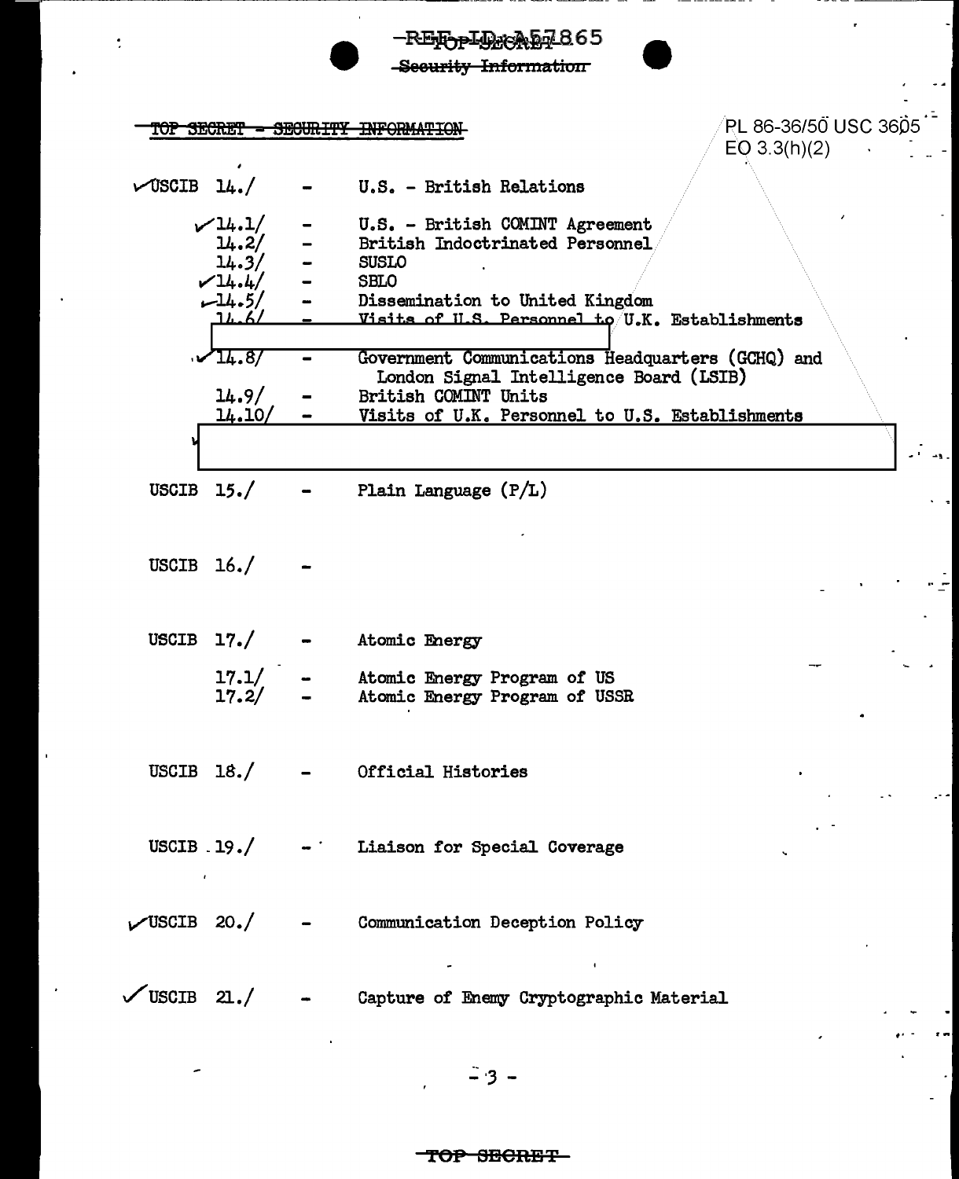~~TOP SECRET - SECURITY INFORMATION~~

PL 86-36/50 USC 3605
EO 3.3(h)(2)

✓USCIB 14./ - U.S. - British Relations

- ✓14.1/ - U.S. - British COMINT Agreement
- 14.2/ - British Indoctrinated Personnel
- 14.3/ - SUSLO
- ✓14.4/ - SBLO
- ✓14.5/ - Dissemination to United Kingdom
- 14.6/ - Visits of U.S. Personnel to U.K. Establishments
- [redacted]
- ✓14.8/ - Government Communications Headquarters (GCHQ) and London Signal Intelligence Board (LSIB)
- 14.9/ - British COMINT Units
- 14.10/ - Visits of U.K. Personnel to U.S. Establishments
- ✓ [redacted]

USCIB 15./ - Plain Language (P/L)

USCIB 16./ -

USCIB 17./ - Atomic Energy

- 17.1/ - Atomic Energy Program of US
- 17.2/ - Atomic Energy Program of USSR

USCIB 18./ - Official Histories

USCIB 19./ - Liaison for Special Coverage

✓USCIB 20./ - Communication Deception Policy

✓USCIB 21./ - Capture of Enemy Cryptographic Material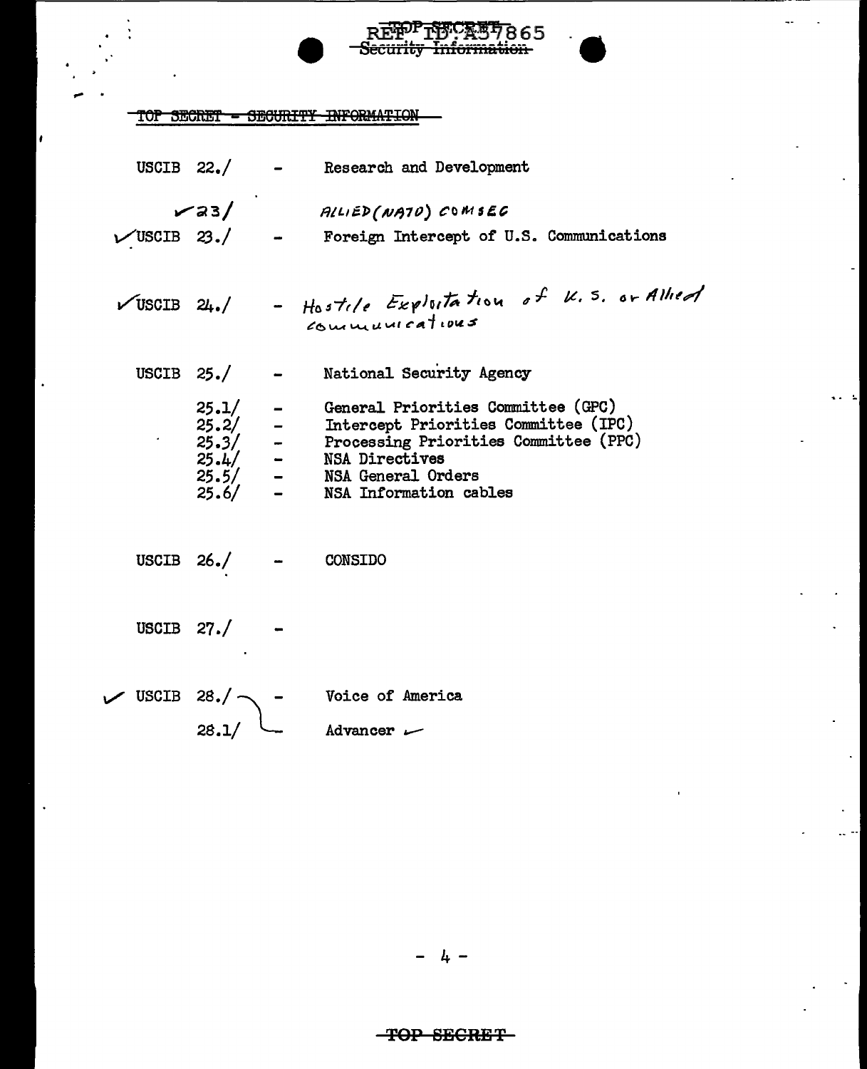TOP SECRET - SECURITY INFORMATION

| | | |
|---|---|---|
| USCIB 22./ | - | Research and Development |
| ✓23/ | | ALLIED (NATO) COMSEC |
| ✓USCIB 23./ | - | Foreign Intercept of U.S. Communications |
| ✓USCIB 24./ | - | Hostile Exploitation of U.S. or Allied communications |
| USCIB 25./ | - | National Security Agency |
| 25.1/ | - | General Priorities Committee (GPC) |
| 25.2/ | - | Intercept Priorities Committee (IPC) |
| 25.3/ | - | Processing Priorities Committee (PPC) |
| 25.4/ | - | NSA Directives |
| 25.5/ | - | NSA General Orders |
| 25.6/ | - | NSA Information cables |
| USCIB 26./ | - | CONSIDO |
| USCIB 27./ | - | |
| ✓ USCIB 28./ | - | Voice of America |
| 28.1/ | - | Advancer ✓ |

TOP SECRET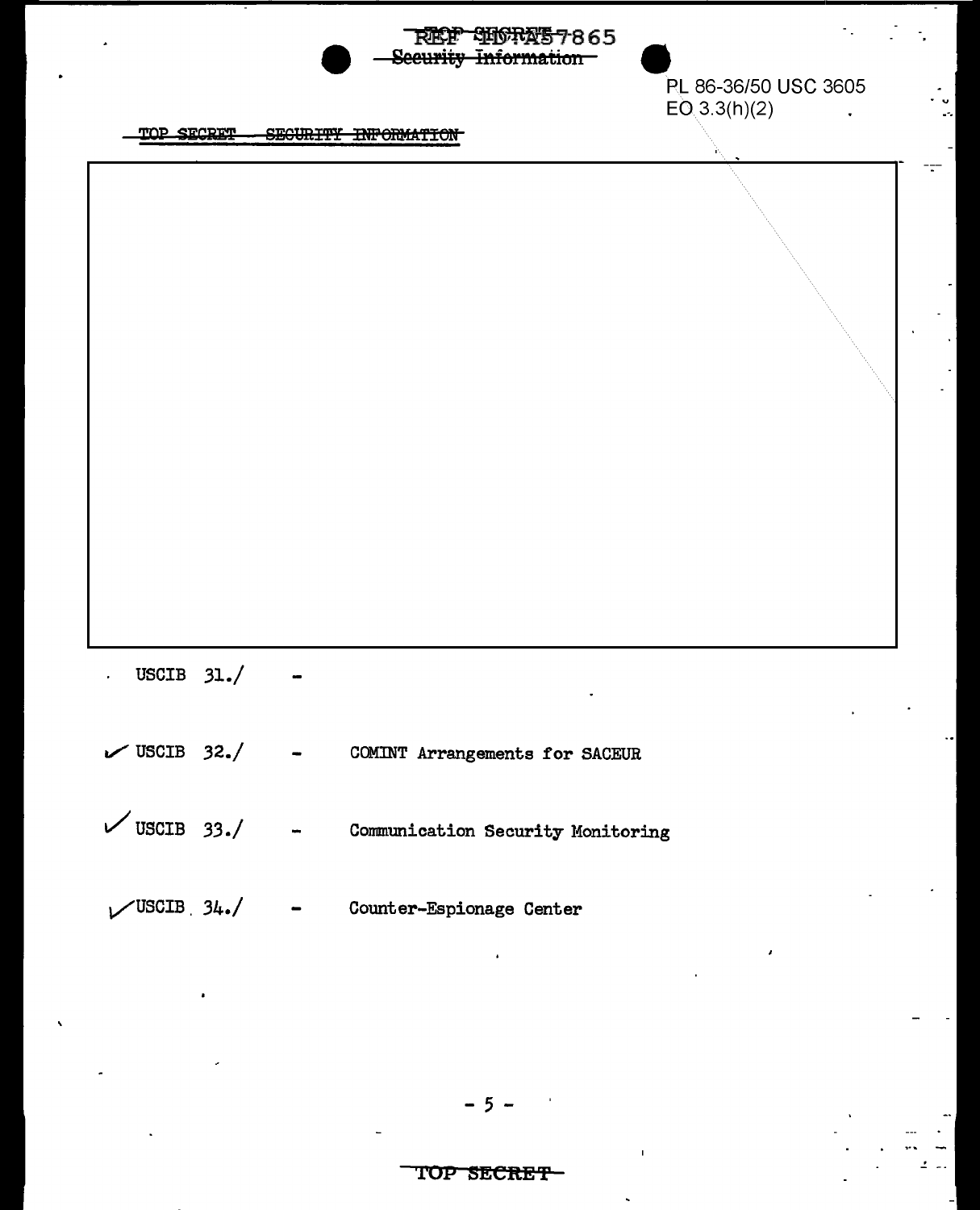PL 86-36/50 USC 3605
EO 3.3(h)(2)

TOP SECRET SECURITY INFORMATION

USCIB 31./ -

USCIB 32./ - COMINT Arrangements for SACEUR

USCIB 33./ - Communication Security Monitoring

USCIB 34./ - Counter-Espionage Center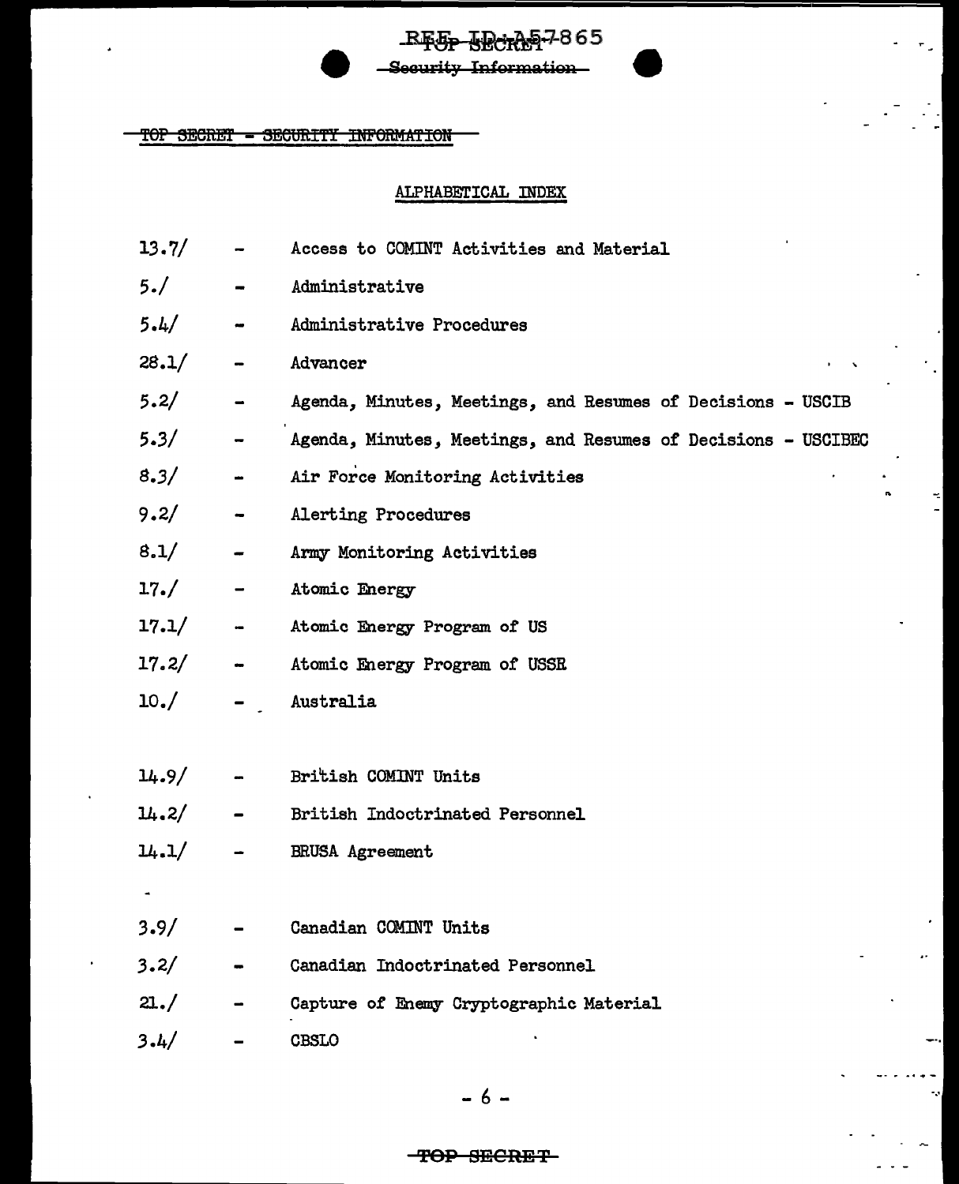TOP SECRET - SECURITY INFORMATION

## ALPHABETICAL INDEX

| | | |
|---|---|---|
| 13.7/ | - | Access to COMINT Activities and Material |
| 5./ | - | Administrative |
| 5.4/ | - | Administrative Procedures |
| 28.1/ | - | Advancer |
| 5.2/ | - | Agenda, Minutes, Meetings, and Resumes of Decisions - USCIB |
| 5.3/ | - | Agenda, Minutes, Meetings, and Resumes of Decisions - USCIBEC |
| 8.3/ | - | Air Force Monitoring Activities |
| 9.2/ | - | Alerting Procedures |
| 8.1/ | - | Army Monitoring Activities |
| 17./ | - | Atomic Energy |
| 17.1/ | - | Atomic Energy Program of US |
| 17.2/ | - | Atomic Energy Program of USSR |
| 10./ | - | Australia |
| 14.9/ | - | British COMINT Units |
| 14.2/ | - | British Indoctrinated Personnel |
| 14.1/ | - | BRUSA Agreement |
| 3.9/ | - | Canadian COMINT Units |
| 3.2/ | - | Canadian Indoctrinated Personnel |
| 21./ | - | Capture of Enemy Cryptographic Material |
| 3.4/ | - | CBSLO |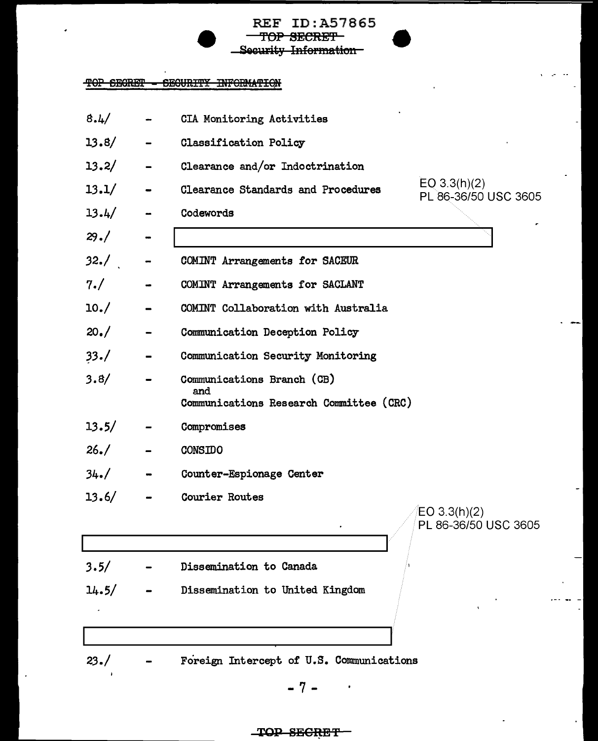REF ID:A57865

~~TOP SECRET~~
~~Security Information~~

~~TOP SECRET - SECURITY INFORMATION~~

| | | |
|---|---|---|
| 8.4/ | - | CIA Monitoring Activities |
| 13.8/ | - | Classification Policy |
| 13.2/ | - | Clearance and/or Indoctrination |
| 13.1/ | - | Clearance Standards and Procedures |
| 13.4/ | - | Codewords |
| 29./ | - | [REDACTED] |
| 32./ | - | COMINT Arrangements for SACEUR |
| 7./ | - | COMINT Arrangements for SACLANT |
| 10./ | - | COMINT Collaboration with Australia |
| 20./ | - | Communication Deception Policy |
| 33./ | - | Communication Security Monitoring |
| 3.8/ | - | Communications Branch (CB) and Communications Research Committee (CRC) |
| 13.5/ | - | Compromises |
| 26./ | - | CONSIDO |
| 34./ | - | Counter-Espionage Center |
| 13.6/ | - | Courier Routes |

EO 3.3(h)(2)
PL 86-36/50 USC 3605

[REDACTED]

| | | |
|---|---|---|
| 3.5/ | - | Dissemination to Canada |
| 14.5/ | - | Dissemination to United Kingdom |

EO 3.3(h)(2)
PL 86-36/50 USC 3605

[REDACTED]

| | | |
|---|---|---|
| 23./ | - | Foreign Intercept of U.S. Communications |

~~TOP SECRET~~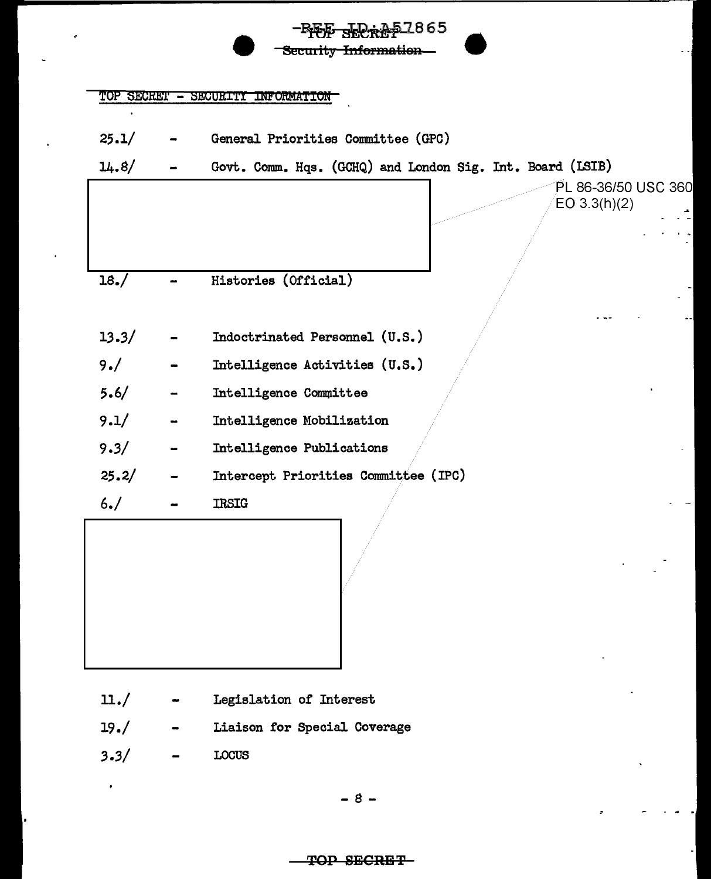TOP SECRET - SECURITY INFORMATION

25.1/ - General Priorities Committee (GPC)

14.8/ - Govt. Comm. Hqs. (GCHQ) and London Sig. Int. Board (LSIB)

PL 86-36/50 USC 3605
EO 3.3(h)(2)

18./ - Histories (Official)

13.3/ - Indoctrinated Personnel (U.S.)

9./ - Intelligence Activities (U.S.)

5.6/ - Intelligence Committee

9.1/ - Intelligence Mobilization

9.3/ - Intelligence Publications

25.2/ - Intercept Priorities Committee (IPC)

6./ - IRSIG

11./ - Legislation of Interest

19./ - Liaison for Special Coverage

3.3/ - LOCUS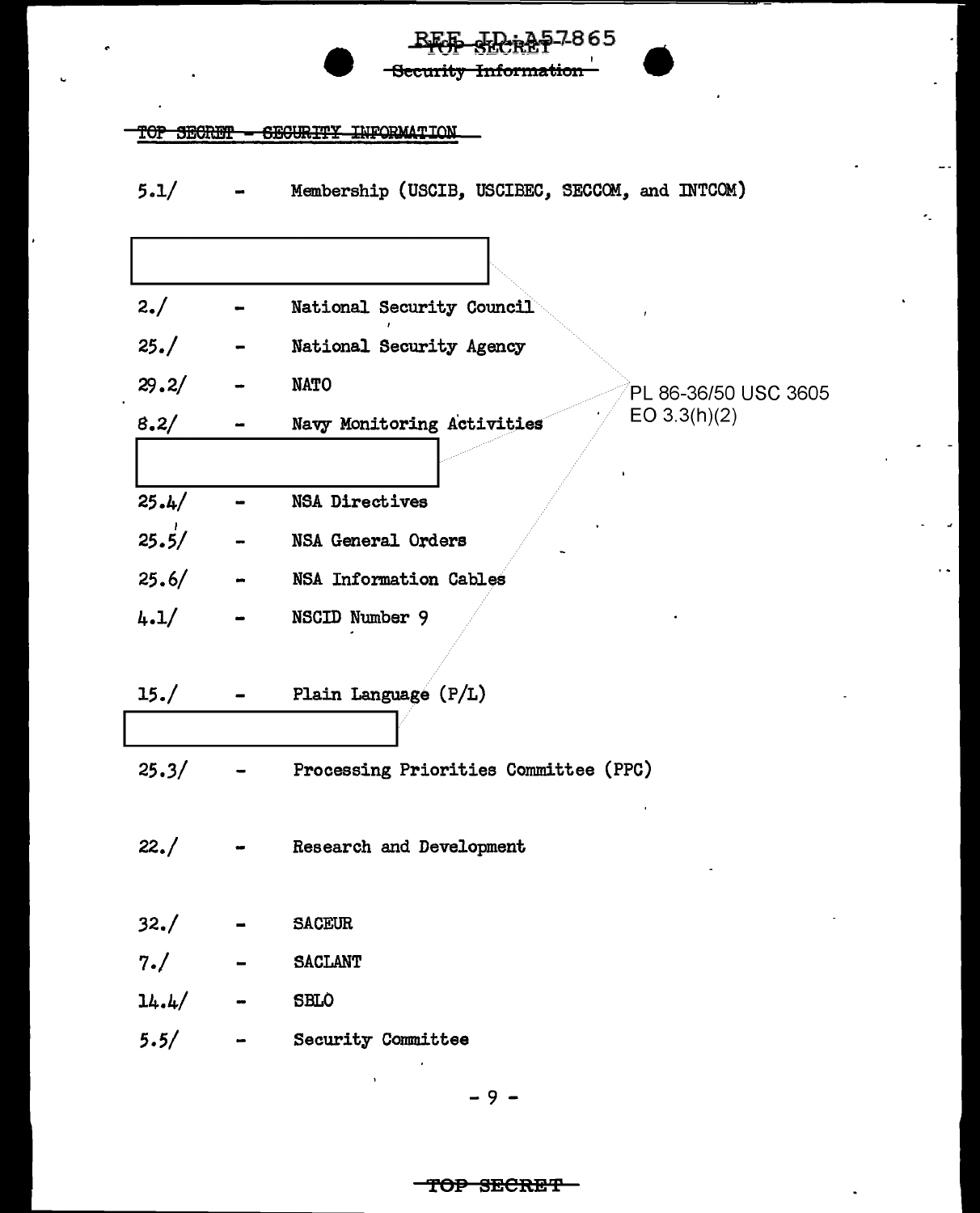TOP SECRET - SECURITY INFORMATION

5.1/ - Membership (USCIB, USCIBEC, SECCOM, and INTCOM)

2./ - National Security Council

25./ - National Security Agency

29.2/ - NATO

8.2/ - Navy Monitoring Activities

PL 86-36/50 USC 3605
EO 3.3(h)(2)

25.4/ - NSA Directives

25.5/ - NSA General Orders

25.6/ - NSA Information Cables

4.1/ - NSCID Number 9

15./ - Plain Language (P/L)

25.3/ - Processing Priorities Committee (PPC)

22./ - Research and Development

32./ - SACEUR

7./ - SACLANT

14.4/ - SBLO

5.5/ - Security Committee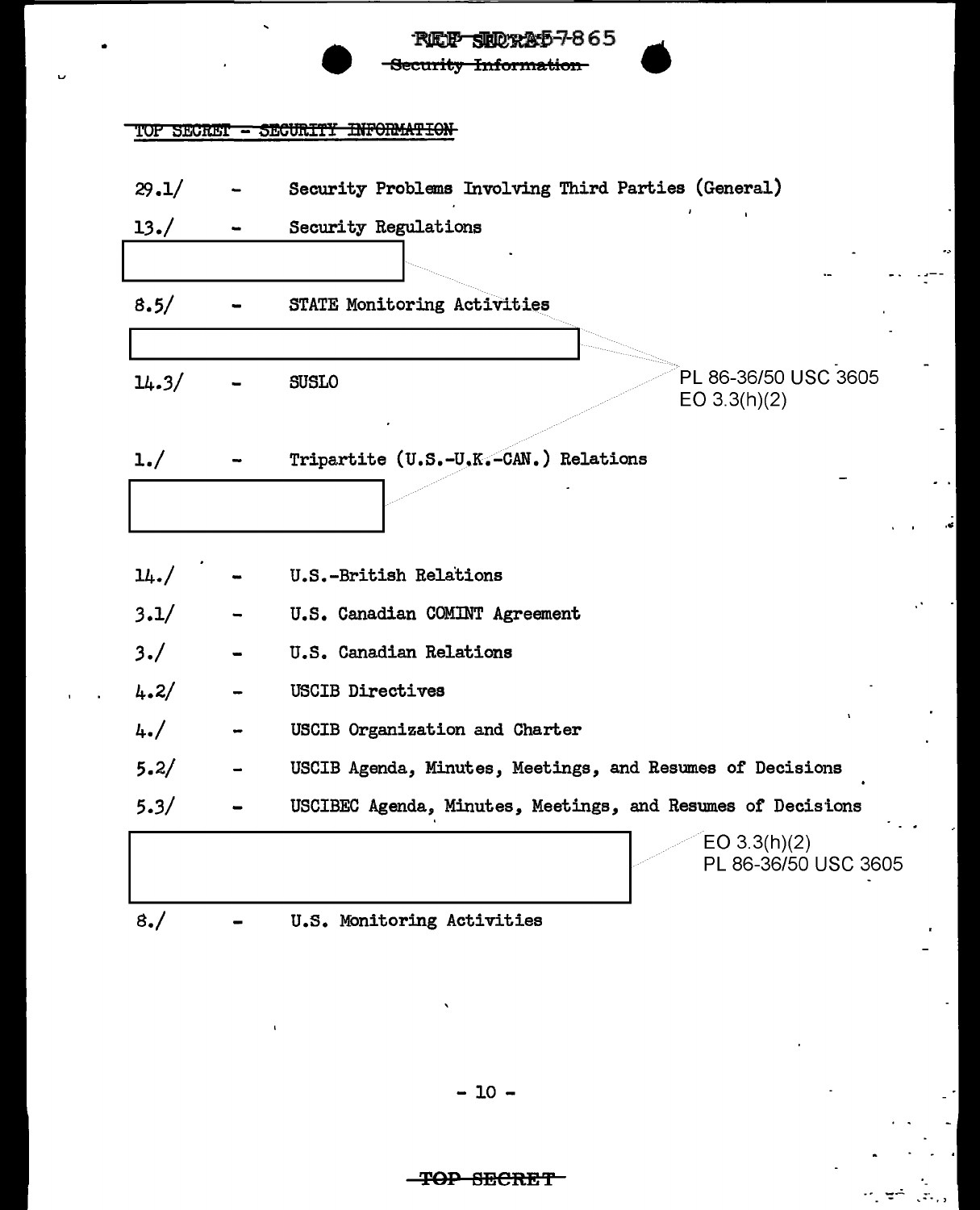TOP SECRET - SECURITY INFORMATION

29.1/ - Security Problems Involving Third Parties (General)

13./ - Security Regulations

8.5/ - STATE Monitoring Activities

14.3/ - SUSLO

PL 86-36/50 USC 3605
EO 3.3(h)(2)

1./ - Tripartite (U.S.-U.K.-CAN.) Relations

14./ - U.S.-British Relations

3.1/ - U.S. Canadian COMINT Agreement

3./ - U.S. Canadian Relations

4.2/ - USCIB Directives

4./ - USCIB Organization and Charter

5.2/ - USCIB Agenda, Minutes, Meetings, and Resumes of Decisions

5.3/ - USCIBEC Agenda, Minutes, Meetings, and Resumes of Decisions

EO 3.3(h)(2)
PL 86-36/50 USC 3605

8./ - U.S. Monitoring Activities

TOP SECRET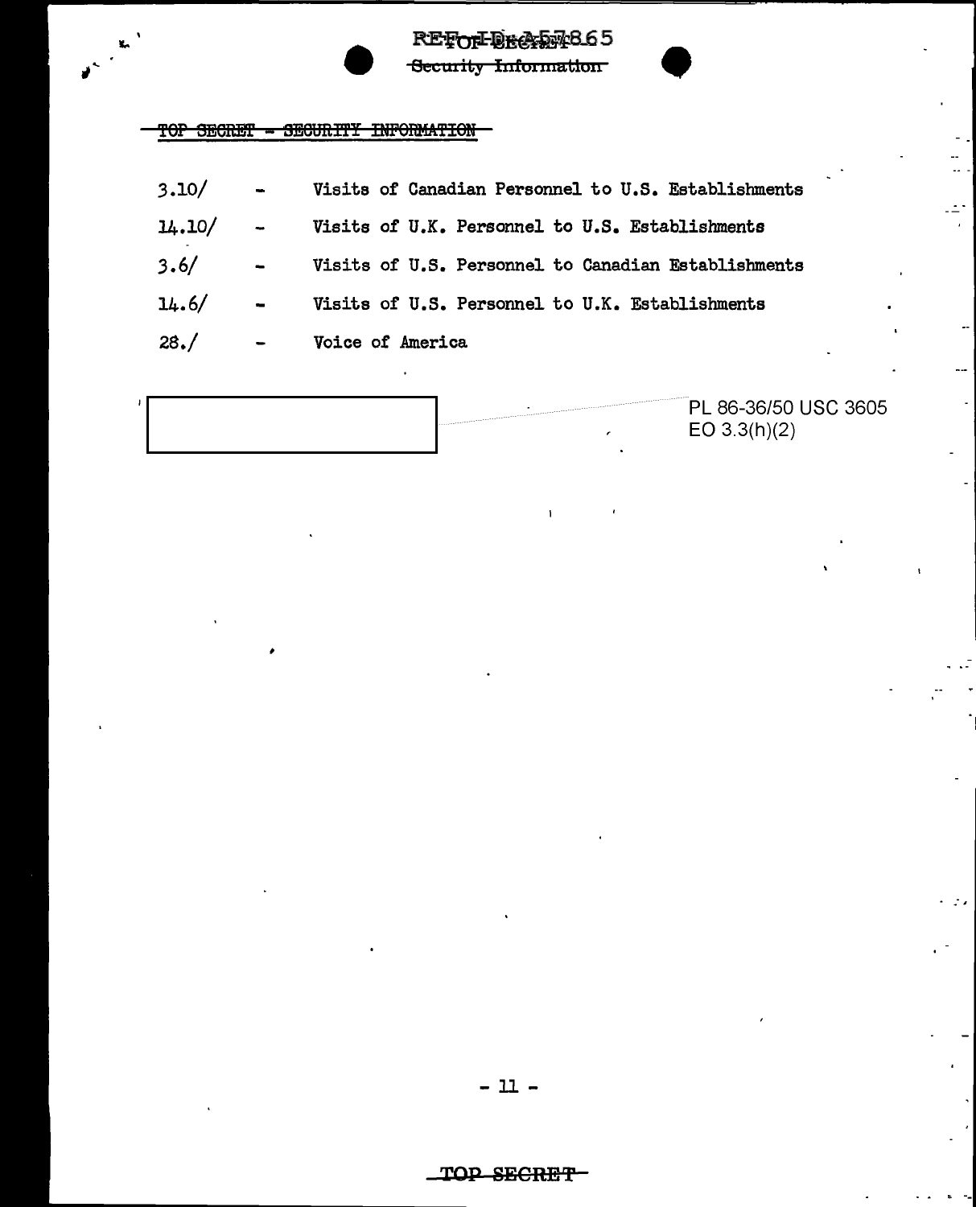TOP SECRET - SECURITY INFORMATION

| | | |
|---|---|---|
| 3.10/ | - | Visits of Canadian Personnel to U.S. Establishments |
| 14.10/ | - | Visits of U.K. Personnel to U.S. Establishments |
| 3.6/ | - | Visits of U.S. Personnel to Canadian Establishments |
| 14.6/ | - | Visits of U.S. Personnel to U.K. Establishments |
| 28./ | - | Voice of America |

PL 86-36/50 USC 3605
EO 3.3(h)(2)

TOP SECRET